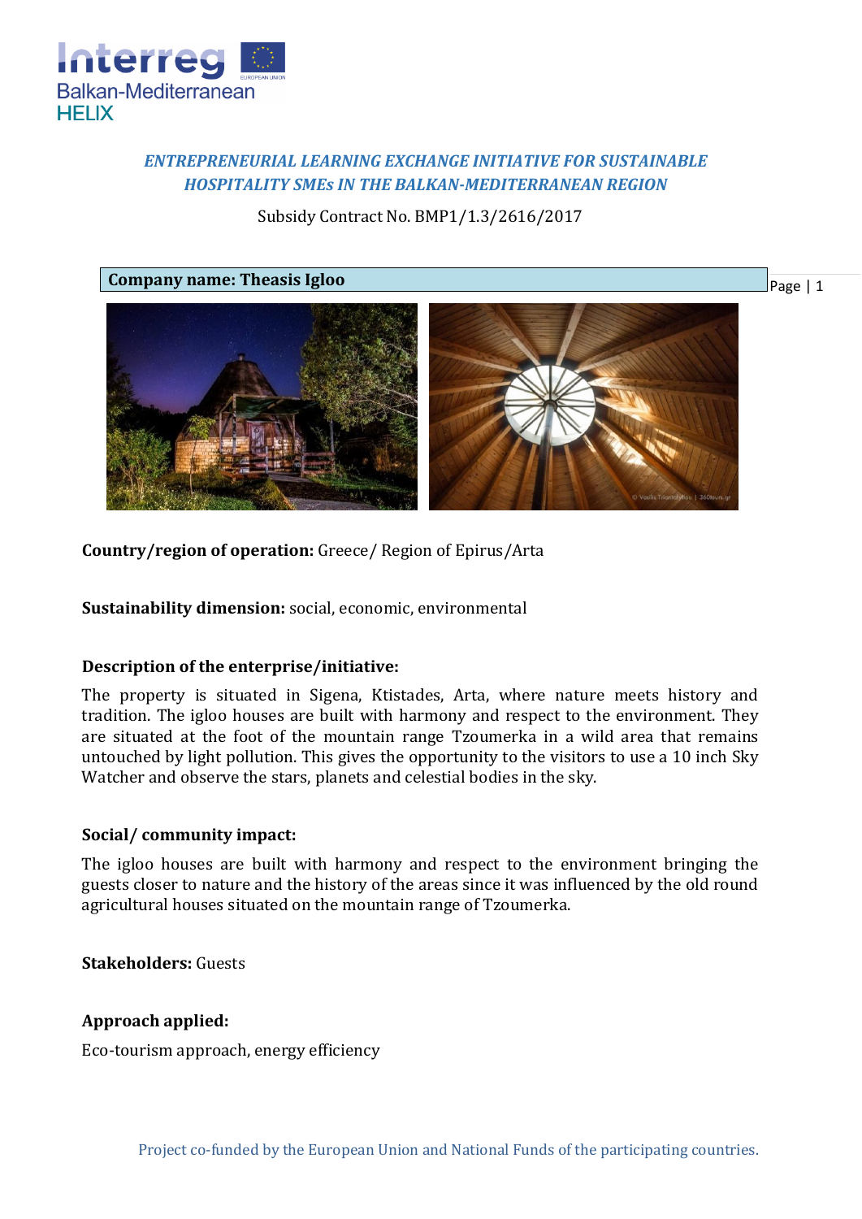*ENTREPRENEURIAL LEARNING EXCHANGE INITIATIVE FOR SUSTAINABLE HOSPITALITY SMEs IN THE BALKAN-MEDITERRANEAN REGION*

Subsidy Contract No. BMP1/1.3/2616/2017

**Company name: Theasis Igloo**

**Country/region of operation:** Greece/ Region of Epirus/Arta

**Sustainability dimension:** social, economic, environmental

**Description of the enterprise/initiative:**

The property is situated in Sigena, Ktistades, Arta, where nature meets history and tradition. The igloo houses are built with harmony and respect to the environment. They are situated at the foot of the mountain range Tzoumerka in a wild area that remains untouched by light pollution. This gives the opportunity to the visitors to use a 10 inch Sky Watcher and observe the stars, planets and celestial bodies in the sky.

**Social/ community impact:**

The igloo houses are built with harmony and respect to the environment bringing the guests closer to nature and the history of the areas since it was influenced by the old round agricultural houses situated on the mountain range of Tzoumerka.

**Stakeholders:** Guests

**Approach applied:**

Eco-tourism approach, energy efficiency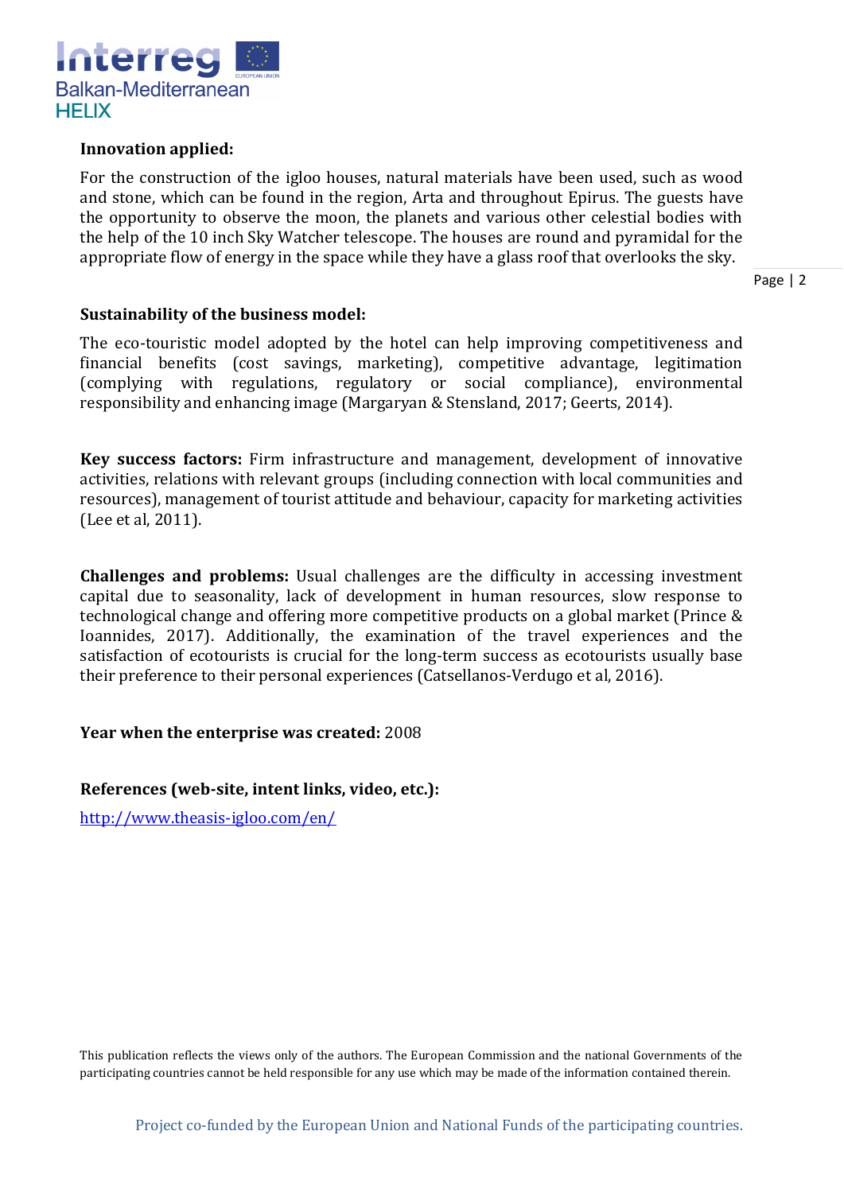**Innovation applied:**

For the construction of the igloo houses, natural materials have been used, such as wood and stone, which can be found in the region, Arta and throughout Epirus. The guests have the opportunity to observe the moon, the planets and various other celestial bodies with the help of the 10 inch Sky Watcher telescope. The houses are round and pyramidal for the appropriate flow of energy in the space while they have a glass roof that overlooks the sky.

**Sustainability of the business model:**

The eco-touristic model adopted by the hotel can help improving competitiveness and financial benefits (cost savings, marketing), competitive advantage, legitimation (complying with regulations, regulatory or social compliance), environmental responsibility and enhancing image (Margaryan & Stensland, 2017; Geerts, 2014).

**Key success factors:** Firm infrastructure and management, development of innovative activities, relations with relevant groups (including connection with local communities and resources), management of tourist attitude and behaviour, capacity for marketing activities (Lee et al, 2011).

**Challenges and problems:** Usual challenges are the difficulty in accessing investment capital due to seasonality, lack of development in human resources, slow response to technological change and offering more competitive products on a global market (Prince & Ioannides, 2017). Additionally, the examination of the travel experiences and the satisfaction of ecotourists is crucial for the long-term success as ecotourists usually base their preference to their personal experiences (Catsellanos-Verdugo et al, 2016).

**Year when the enterprise was created:** 2008

**References (web-site, intent links, video, etc.):**

http://www.theasis-igloo.com/en/

This publication reflects the views only of the authors. The European Commission and the national Governments of the participating countries cannot be held responsible for any use which may be made of the information contained therein.

Project co-funded by the European Union and National Funds of the participating countries.